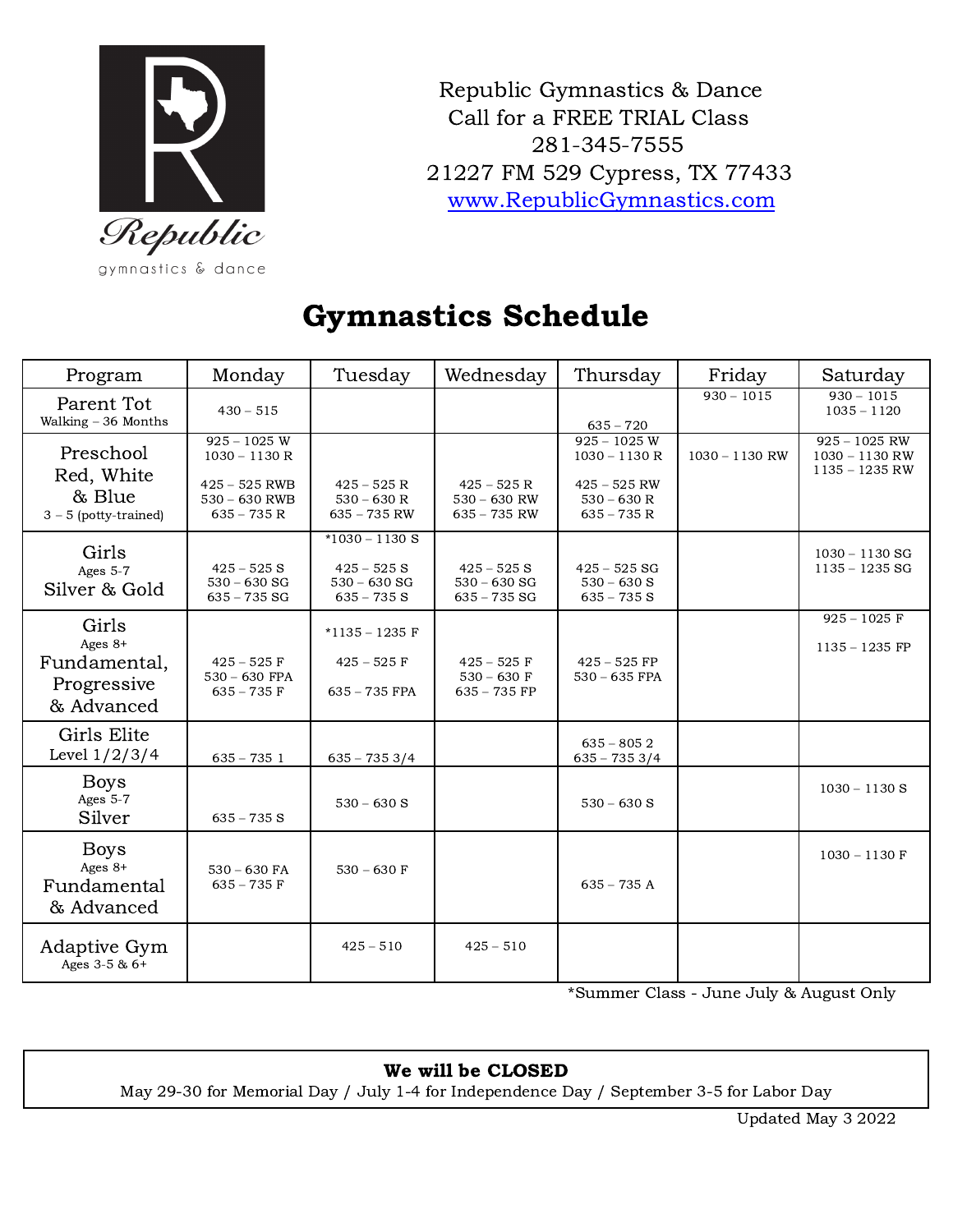Republic gymnastics & dance

Republic Gymnastics & Dance
Call for a FREE TRIAL Class
281-345-7555
21227 FM 529 Cypress, TX 77433
www.RepublicGymnastics.com

# Gymnastics Schedule

| Program | Monday | Tuesday | Wednesday | Thursday | Friday | Saturday |
|---|---|---|---|---|---|---|
| Parent Tot<br>Walking – 36 Months | 430 – 515 | | | 635 – 720 | 930 – 1015 | 930 – 1015<br>1035 – 1120 |
| Preschool<br>Red, White & Blue<br>3 – 5 (potty-trained) | 925 – 1025 W<br>1030 – 1130 R<br><br>425 – 525 RWB<br>530 – 630 RWB<br>635 – 735 R | 425 – 525 R<br>530 – 630 R<br>635 – 735 RW | 425 – 525 R<br>530 – 630 RW<br>635 – 735 RW | 925 – 1025 W<br>1030 – 1130 R<br><br>425 – 525 RW<br>530 – 630 R<br>635 – 735 R | 1030 – 1130 RW | 925 – 1025 RW<br>1030 – 1130 RW<br>1135 – 1235 RW |
| Girls<br>Ages 5-7<br>Silver & Gold | 425 – 525 S<br>530 – 630 SG<br>635 – 735 SG | *1030 – 1130 S<br><br>425 – 525 S<br>530 – 630 SG<br>635 – 735 S | 425 – 525 S<br>530 – 630 SG<br>635 – 735 SG | 425 – 525 SG<br>530 – 630 S<br>635 – 735 S | | 1030 – 1130 SG<br>1135 – 1235 SG |
| Girls<br>Ages 8+<br>Fundamental, Progressive & Advanced | 425 – 525 F<br>530 – 630 FPA<br>635 – 735 F | *1135 – 1235 F<br><br>425 – 525 F<br><br>635 – 735 FPA | 425 – 525 F<br>530 – 630 F<br>635 – 735 FP | 425 – 525 FP<br>530 – 635 FPA | | 925 – 1025 F<br><br>1135 – 1235 FP |
| Girls Elite<br>Level 1/2/3/4 | 635 – 735 1 | 635 – 735 3/4 | | 635 – 805 2<br>635 – 735 3/4 | | |
| Boys<br>Ages 5-7<br>Silver | 635 – 735 S | 530 – 630 S | | 530 – 630 S | | 1030 – 1130 S |
| Boys<br>Ages 8+<br>Fundamental & Advanced | 530 – 630 FA<br>635 – 735 F | 530 – 630 F | | 635 – 735 A | | 1030 – 1130 F |
| Adaptive Gym<br>Ages 3-5 & 6+ | | 425 – 510 | 425 – 510 | | | |

*Summer Class - June July & August Only

**We will be CLOSED**
May 29-30 for Memorial Day / July 1-4 for Independence Day / September 3-5 for Labor Day

Updated May 3 2022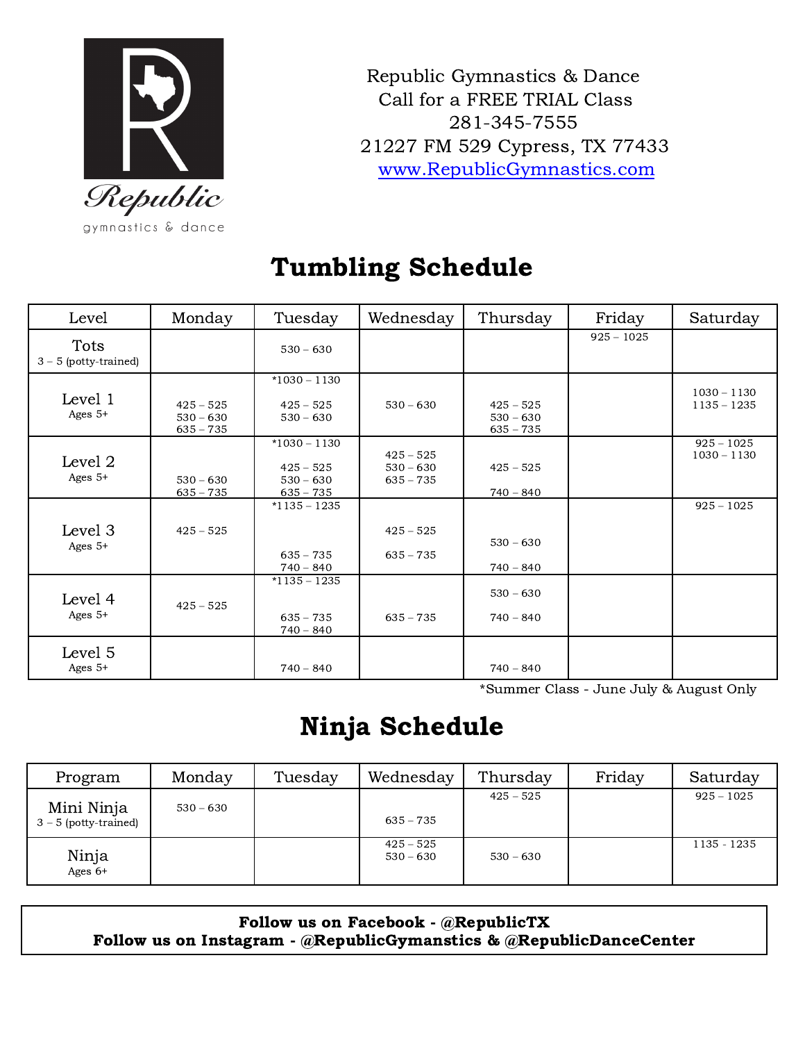Republic Gymnastics & Dance
Call for a FREE TRIAL Class
281-345-7555
21227 FM 529 Cypress, TX 77433
www.RepublicGymnastics.com

# Tumbling Schedule

| Level | Monday | Tuesday | Wednesday | Thursday | Friday | Saturday |
|---|---|---|---|---|---|---|
| Tots<br>3 – 5 (potty-trained) | | 530 – 630 | | | 925 – 1025 | |
| Level 1<br>Ages 5+ | 425 – 525<br>530 – 630<br>635 – 735 | *1030 – 1130<br>425 – 525<br>530 – 630 | 530 – 630 | 425 – 525<br>530 – 630<br>635 – 735 | | 1030 – 1130<br>1135 – 1235 |
| Level 2<br>Ages 5+ | 530 – 630<br>635 – 735 | *1030 – 1130<br>425 – 525<br>530 – 630<br>635 – 735 | 425 – 525<br>530 – 630<br>635 – 735 | 425 – 525<br>740 – 840 | | 925 – 1025<br>1030 – 1130 |
| Level 3<br>Ages 5+ | 425 – 525 | *1135 – 1235<br>635 – 735<br>740 – 840 | 425 – 525<br>635 – 735 | 530 – 630<br>740 – 840 | | 925 – 1025 |
| Level 4<br>Ages 5+ | 425 – 525 | *1135 – 1235<br>635 – 735<br>740 – 840 | 635 – 735 | 530 – 630<br>740 – 840 | | |
| Level 5<br>Ages 5+ | | 740 – 840 | | 740 – 840 | | |

*Summer Class - June July & August Only

# Ninja Schedule

| Program | Monday | Tuesday | Wednesday | Thursday | Friday | Saturday |
|---|---|---|---|---|---|---|
| Mini Ninja<br>3 – 5 (potty-trained) | 530 – 630 | | 635 – 735 | 425 – 525 | | 925 – 1025 |
| Ninja<br>Ages 6+ | | | 425 – 525<br>530 – 630 | 530 – 630 | | 1135 - 1235 |

**Follow us on Facebook - @RepublicTX**
**Follow us on Instagram - @RepublicGymanstics & @RepublicDanceCenter**